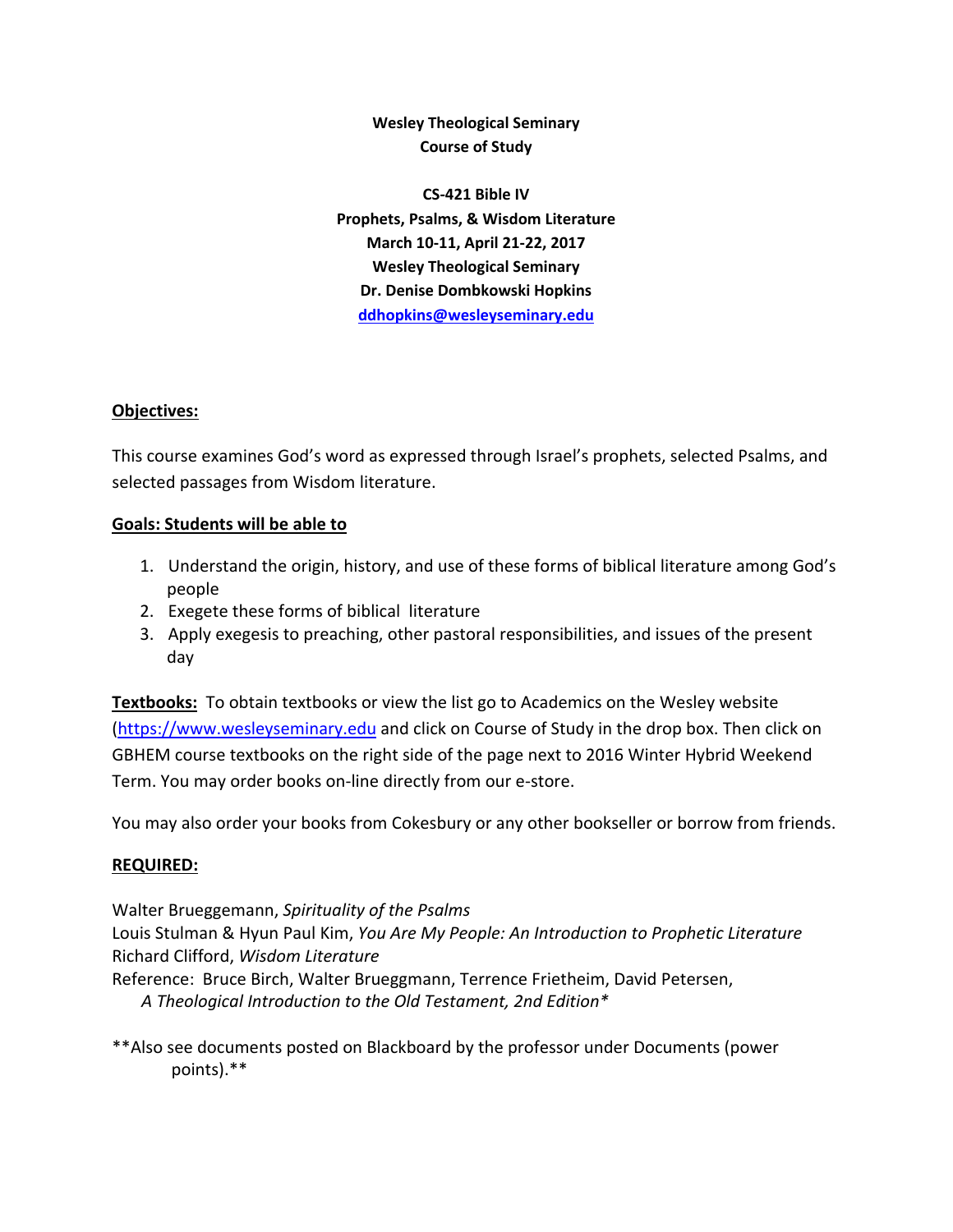**Wesley Theological Seminary**
**Course of Study**

**CS-421 Bible IV**
**Prophets, Psalms, & Wisdom Literature**
**March 10-11, April 21-22, 2017**
**Wesley Theological Seminary**
**Dr. Denise Dombkowski Hopkins**
**[ddhopkins@wesleyseminary.edu](mailto:ddhopkins@wesleyseminary.edu)**

## Objectives:

This course examines God's word as expressed through Israel's prophets, selected Psalms, and selected passages from Wisdom literature.

## Goals: Students will be able to

1. Understand the origin, history, and use of these forms of biblical literature among God's people
2. Exegete these forms of biblical literature
3. Apply exegesis to preaching, other pastoral responsibilities, and issues of the present day

**Textbooks:** To obtain textbooks or view the list go to Academics on the Wesley website ([https://www.wesleyseminary.edu](https://www.wesleyseminary.edu) and click on Course of Study in the drop box. Then click on GBHEM course textbooks on the right side of the page next to 2016 Winter Hybrid Weekend Term. You may order books on-line directly from our e-store.

You may also order your books from Cokesbury or any other bookseller or borrow from friends.

## REQUIRED:

Walter Brueggemann, *Spirituality of the Psalms*
Louis Stulman & Hyun Paul Kim, *You Are My People: An Introduction to Prophetic Literature*
Richard Clifford, *Wisdom Literature*
Reference: Bruce Birch, Walter Brueggmann, Terrence Frietheim, David Petersen,
*A Theological Introduction to the Old Testament, 2nd Edition**

**Also see documents posted on Blackboard by the professor under Documents (power points).**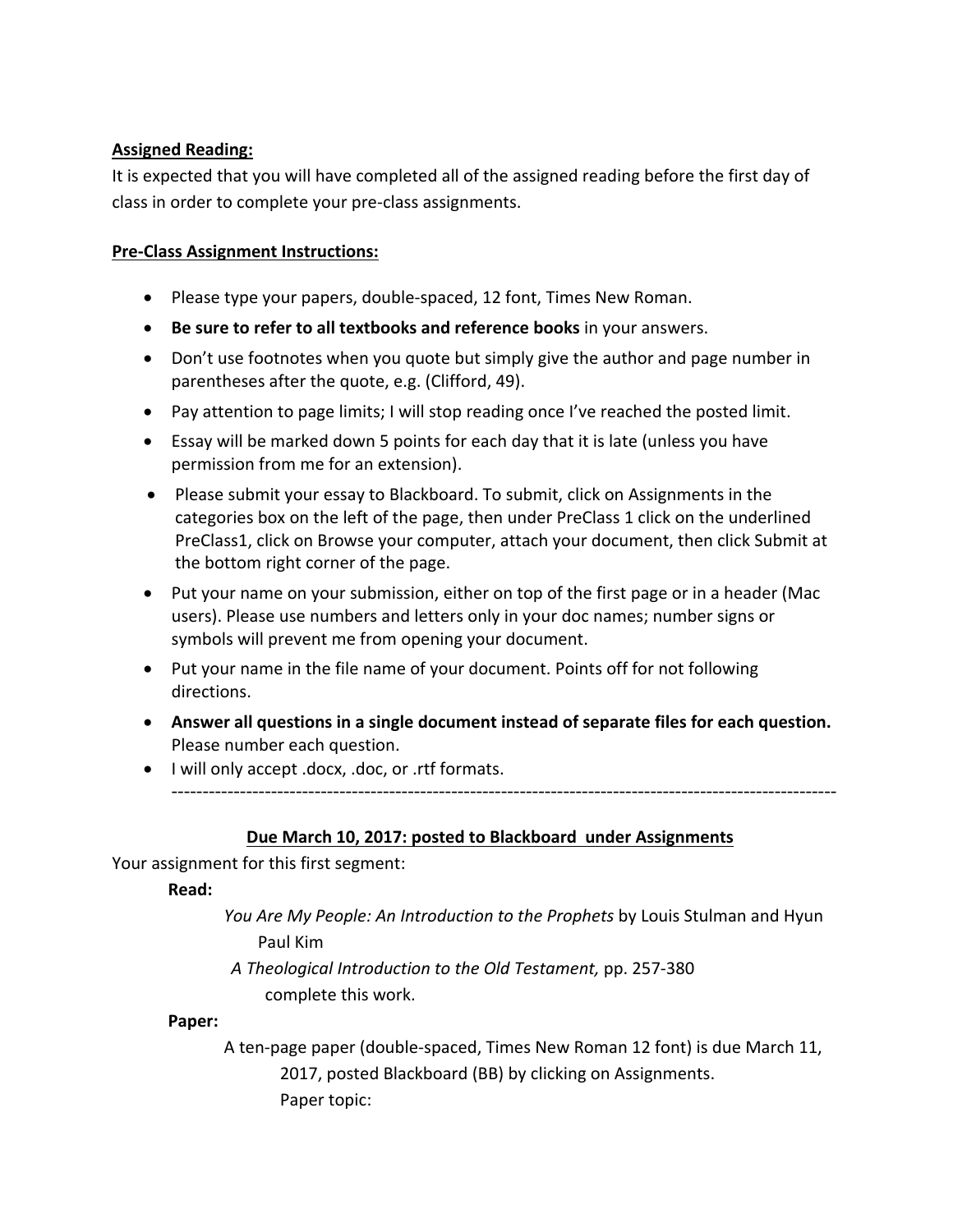**<u>Assigned Reading:</u>**

It is expected that you will have completed all of the assigned reading before the first day of class in order to complete your pre-class assignments.

**<u>Pre-Class Assignment Instructions:</u>**

- Please type your papers, double-spaced, 12 font, Times New Roman.
- **Be sure to refer to all textbooks and reference books** in your answers.
- Don't use footnotes when you quote but simply give the author and page number in parentheses after the quote, e.g. (Clifford, 49).
- Pay attention to page limits; I will stop reading once I've reached the posted limit.
- Essay will be marked down 5 points for each day that it is late (unless you have permission from me for an extension).
- Please submit your essay to Blackboard. To submit, click on Assignments in the categories box on the left of the page, then under PreClass 1 click on the underlined PreClass1, click on Browse your computer, attach your document, then click Submit at the bottom right corner of the page.
- Put your name on your submission, either on top of the first page or in a header (Mac users). Please use numbers and letters only in your doc names; number signs or symbols will prevent me from opening your document.
- Put your name in the file name of your document. Points off for not following directions.
- **Answer all questions in a single document instead of separate files for each question.** Please number each question.
- I will only accept .docx, .doc, or .rtf formats.

---

**<u>Due March 10, 2017: posted to Blackboard under Assignments</u>**

Your assignment for this first segment:

**Read:**

*You Are My People: An Introduction to the Prophets* by Louis Stulman and Hyun Paul Kim

*A Theological Introduction to the Old Testament,* pp. 257-380 complete this work.

**Paper:**

A ten-page paper (double-spaced, Times New Roman 12 font) is due March 11, 2017, posted Blackboard (BB) by clicking on Assignments.

Paper topic: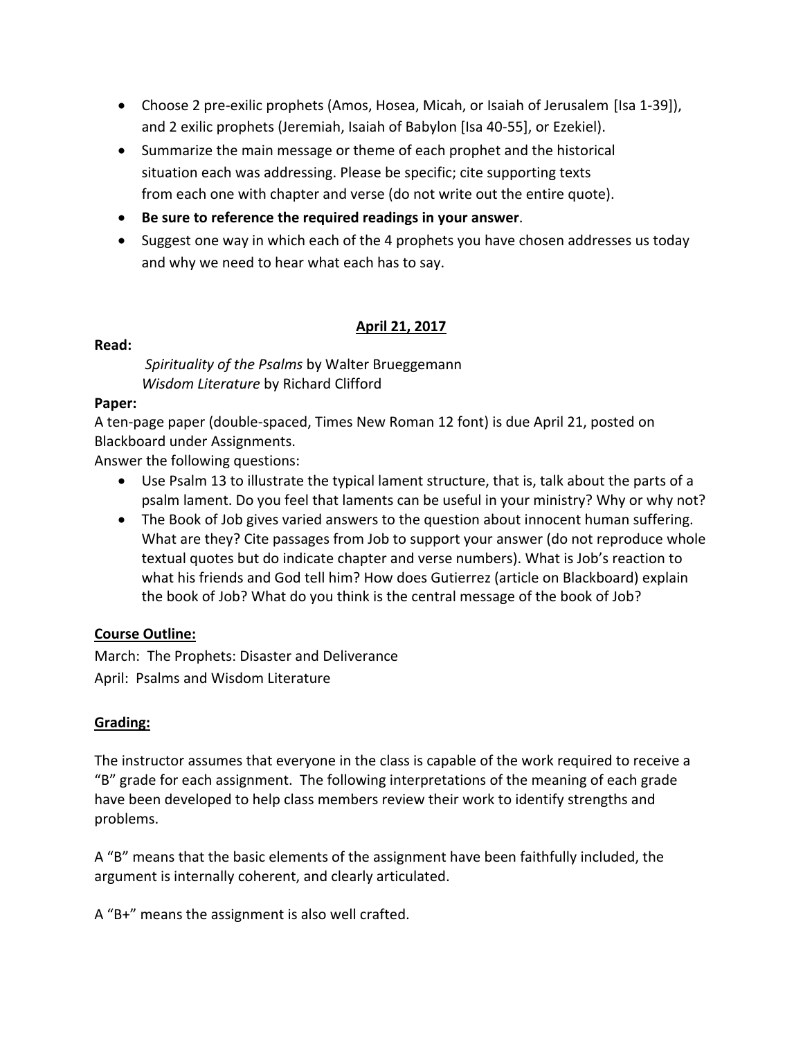- Choose 2 pre-exilic prophets (Amos, Hosea, Micah, or Isaiah of Jerusalem [Isa 1-39]), and 2 exilic prophets (Jeremiah, Isaiah of Babylon [Isa 40-55], or Ezekiel).
- Summarize the main message or theme of each prophet and the historical situation each was addressing. Please be specific; cite supporting texts from each one with chapter and verse (do not write out the entire quote).
- **Be sure to reference the required readings in your answer**.
- Suggest one way in which each of the 4 prophets you have chosen addresses us today and why we need to hear what each has to say.

## April 21, 2017

**Read:**

*Spirituality of the Psalms* by Walter Brueggemann
*Wisdom Literature* by Richard Clifford

**Paper:**

A ten-page paper (double-spaced, Times New Roman 12 font) is due April 21, posted on Blackboard under Assignments.

Answer the following questions:

- Use Psalm 13 to illustrate the typical lament structure, that is, talk about the parts of a psalm lament. Do you feel that laments can be useful in your ministry? Why or why not?
- The Book of Job gives varied answers to the question about innocent human suffering. What are they? Cite passages from Job to support your answer (do not reproduce whole textual quotes but do indicate chapter and verse numbers). What is Job's reaction to what his friends and God tell him? How does Gutierrez (article on Blackboard) explain the book of Job? What do you think is the central message of the book of Job?

## Course Outline:

March: The Prophets: Disaster and Deliverance
April: Psalms and Wisdom Literature

## Grading:

The instructor assumes that everyone in the class is capable of the work required to receive a "B" grade for each assignment. The following interpretations of the meaning of each grade have been developed to help class members review their work to identify strengths and problems.

A "B" means that the basic elements of the assignment have been faithfully included, the argument is internally coherent, and clearly articulated.

A "B+" means the assignment is also well crafted.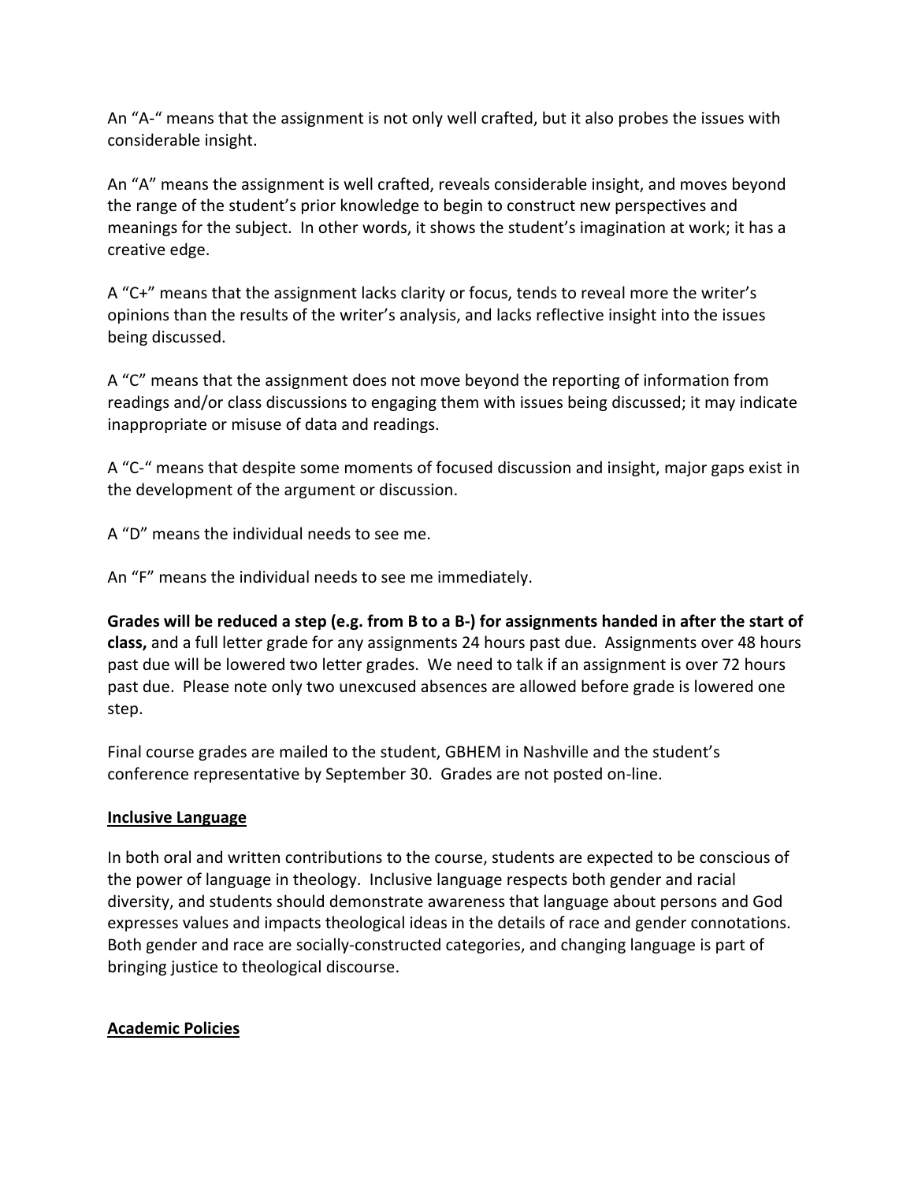An "A-" means that the assignment is not only well crafted, but it also probes the issues with considerable insight.

An "A" means the assignment is well crafted, reveals considerable insight, and moves beyond the range of the student's prior knowledge to begin to construct new perspectives and meanings for the subject. In other words, it shows the student's imagination at work; it has a creative edge.

A "C+" means that the assignment lacks clarity or focus, tends to reveal more the writer's opinions than the results of the writer's analysis, and lacks reflective insight into the issues being discussed.

A "C" means that the assignment does not move beyond the reporting of information from readings and/or class discussions to engaging them with issues being discussed; it may indicate inappropriate or misuse of data and readings.

A "C-" means that despite some moments of focused discussion and insight, major gaps exist in the development of the argument or discussion.

A "D" means the individual needs to see me.

An "F" means the individual needs to see me immediately.

**Grades will be reduced a step (e.g. from B to a B-) for assignments handed in after the start of class,** and a full letter grade for any assignments 24 hours past due. Assignments over 48 hours past due will be lowered two letter grades. We need to talk if an assignment is over 72 hours past due. Please note only two unexcused absences are allowed before grade is lowered one step.

Final course grades are mailed to the student, GBHEM in Nashville and the student's conference representative by September 30. Grades are not posted on-line.

## Inclusive Language

In both oral and written contributions to the course, students are expected to be conscious of the power of language in theology. Inclusive language respects both gender and racial diversity, and students should demonstrate awareness that language about persons and God expresses values and impacts theological ideas in the details of race and gender connotations. Both gender and race are socially-constructed categories, and changing language is part of bringing justice to theological discourse.

## Academic Policies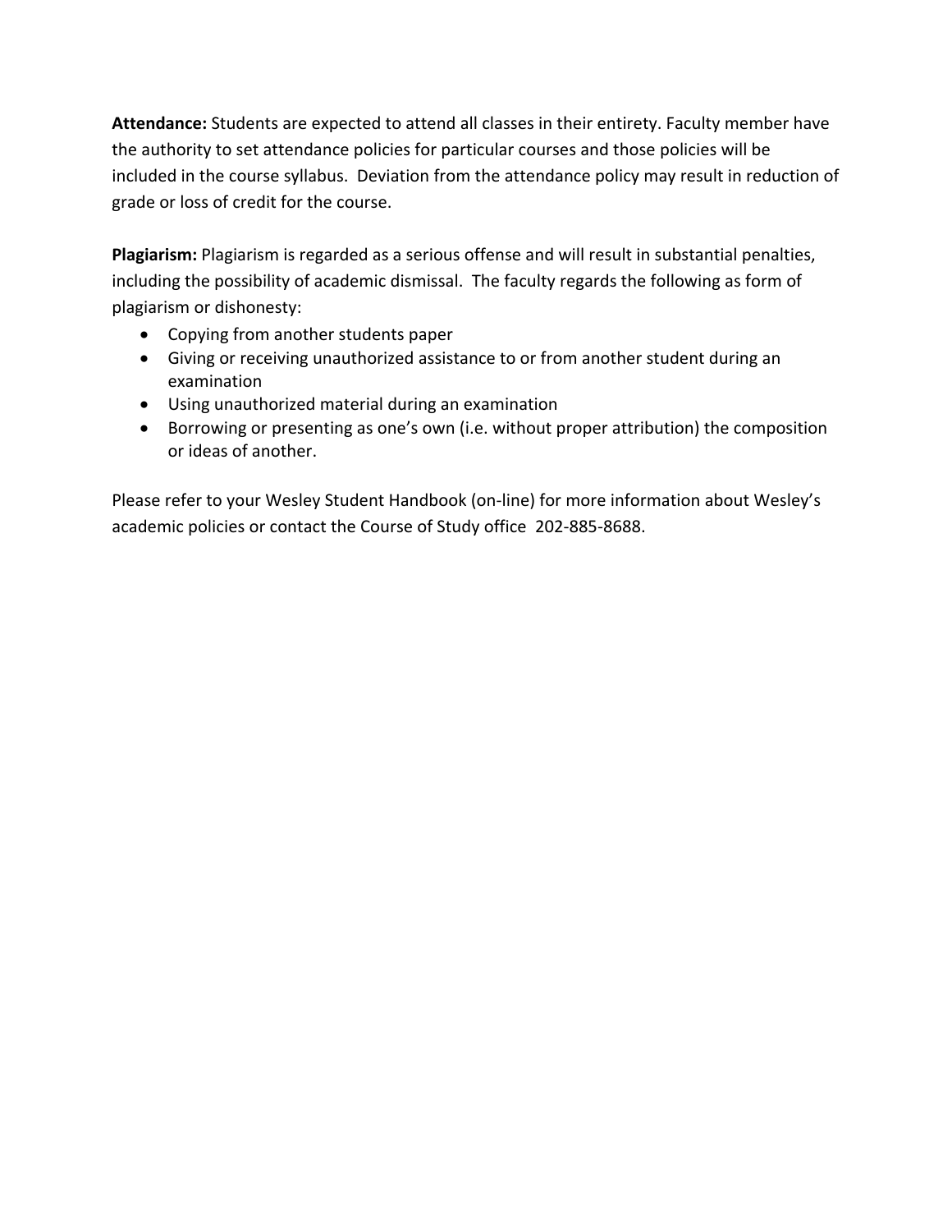**Attendance:** Students are expected to attend all classes in their entirety. Faculty member have the authority to set attendance policies for particular courses and those policies will be included in the course syllabus.  Deviation from the attendance policy may result in reduction of grade or loss of credit for the course.

**Plagiarism:** Plagiarism is regarded as a serious offense and will result in substantial penalties, including the possibility of academic dismissal.  The faculty regards the following as form of plagiarism or dishonesty:

- Copying from another students paper
- Giving or receiving unauthorized assistance to or from another student during an examination
- Using unauthorized material during an examination
- Borrowing or presenting as one's own (i.e. without proper attribution) the composition or ideas of another.

Please refer to your Wesley Student Handbook (on-line) for more information about Wesley's academic policies or contact the Course of Study office  202-885-8688.